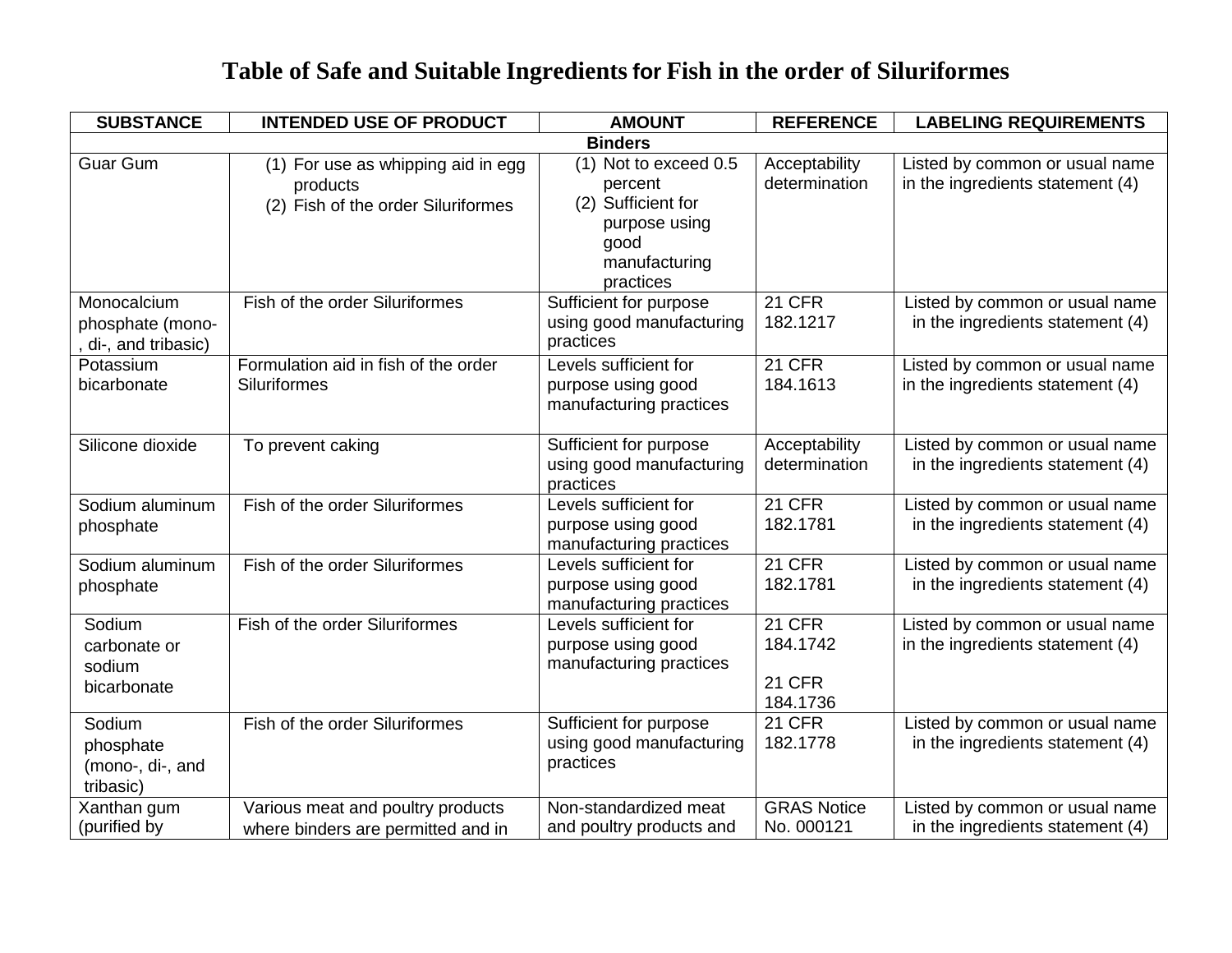# Table of Safe and Suitable Ingredients for Fish in the order of Siluriformes

| SUBSTANCE | INTENDED USE OF PRODUCT | AMOUNT | REFERENCE | LABELING REQUIREMENTS |
|---|---|---|---|---|
| **Binders** | | | | |
| Guar Gum | (1) For use as whipping aid in egg products (2) Fish of the order Siluriformes | (1) Not to exceed 0.5 percent (2) Sufficient for purpose using good manufacturing practices | Acceptability determination | Listed by common or usual name in the ingredients statement (4) |
| Monocalcium phosphate (mono-, di-, and tribasic) | Fish of the order Siluriformes | Sufficient for purpose using good manufacturing practices | 21 CFR 182.1217 | Listed by common or usual name in the ingredients statement (4) |
| Potassium bicarbonate | Formulation aid in fish of the order Siluriformes | Levels sufficient for purpose using good manufacturing practices | 21 CFR 184.1613 | Listed by common or usual name in the ingredients statement (4) |
| Silicone dioxide | To prevent caking | Sufficient for purpose using good manufacturing practices | Acceptability determination | Listed by common or usual name in the ingredients statement (4) |
| Sodium aluminum phosphate | Fish of the order Siluriformes | Levels sufficient for purpose using good manufacturing practices | 21 CFR 182.1781 | Listed by common or usual name in the ingredients statement (4) |
| Sodium aluminum phosphate | Fish of the order Siluriformes | Levels sufficient for purpose using good manufacturing practices | 21 CFR 182.1781 | Listed by common or usual name in the ingredients statement (4) |
| Sodium carbonate or sodium bicarbonate | Fish of the order Siluriformes | Levels sufficient for purpose using good manufacturing practices | 21 CFR 184.1742<br><br>21 CFR 184.1736 | Listed by common or usual name in the ingredients statement (4) |
| Sodium phosphate (mono-, di-, and tribasic) | Fish of the order Siluriformes | Sufficient for purpose using good manufacturing practices | 21 CFR 182.1778 | Listed by common or usual name in the ingredients statement (4) |
| Xanthan gum (purified by | Various meat and poultry products where binders are permitted and in | Non-standardized meat and poultry products and | GRAS Notice No. 000121 | Listed by common or usual name in the ingredients statement (4) |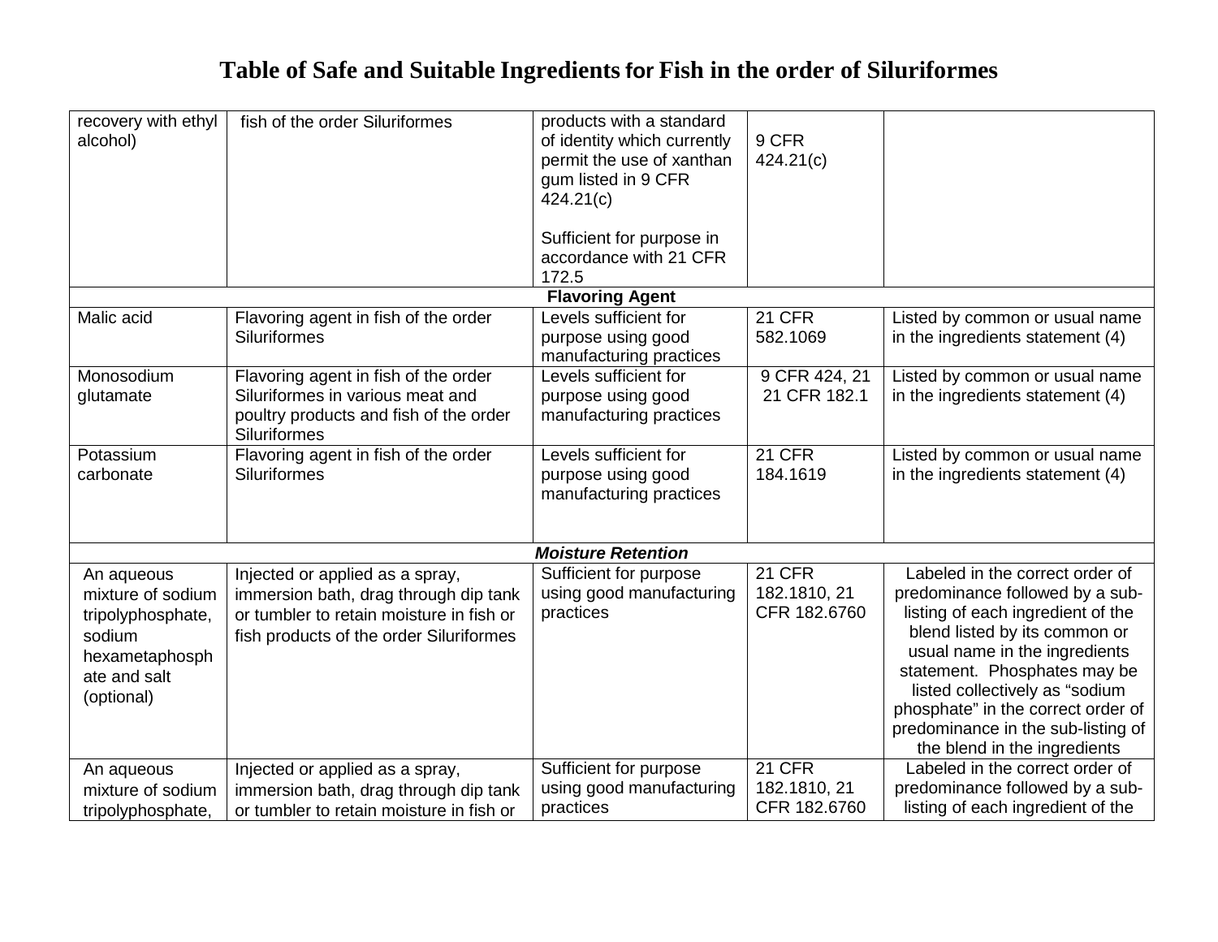# Table of Safe and Suitable Ingredients for Fish in the order of Siluriformes

| | | | | |
|---|---|---|---|---|
| recovery with ethyl alcohol) | fish of the order Siluriformes | products with a standard of identity which currently permit the use of xanthan gum listed in 9 CFR 424.21(c)<br><br>Sufficient for purpose in accordance with 21 CFR 172.5 | 9 CFR 424.21(c) | |
| **Flavoring Agent** | | | | |
| Malic acid | Flavoring agent in fish of the order Siluriformes | Levels sufficient for purpose using good manufacturing practices | 21 CFR 582.1069 | Listed by common or usual name in the ingredients statement (4) |
| Monosodium glutamate | Flavoring agent in fish of the order Siluriformes in various meat and poultry products and fish of the order Siluriformes | Levels sufficient for purpose using good manufacturing practices | 9 CFR 424, 21 21 CFR 182.1 | Listed by common or usual name in the ingredients statement (4) |
| Potassium carbonate | Flavoring agent in fish of the order Siluriformes | Levels sufficient for purpose using good manufacturing practices | 21 CFR 184.1619 | Listed by common or usual name in the ingredients statement (4) |
| ***Moisture Retention*** | | | | |
| An aqueous mixture of sodium tripolyphosphate, sodium hexametaphosphate and salt (optional) | Injected or applied as a spray, immersion bath, drag through dip tank or tumbler to retain moisture in fish or fish products of the order Siluriformes | Sufficient for purpose using good manufacturing practices | 21 CFR 182.1810, 21 CFR 182.6760 | Labeled in the correct order of predominance followed by a sub-listing of each ingredient of the blend listed by its common or usual name in the ingredients statement. Phosphates may be listed collectively as "sodium phosphate" in the correct order of predominance in the sub-listing of the blend in the ingredients |
| An aqueous mixture of sodium tripolyphosphate, | Injected or applied as a spray, immersion bath, drag through dip tank or tumbler to retain moisture in fish or | Sufficient for purpose using good manufacturing practices | 21 CFR 182.1810, 21 CFR 182.6760 | Labeled in the correct order of predominance followed by a sub-listing of each ingredient of the |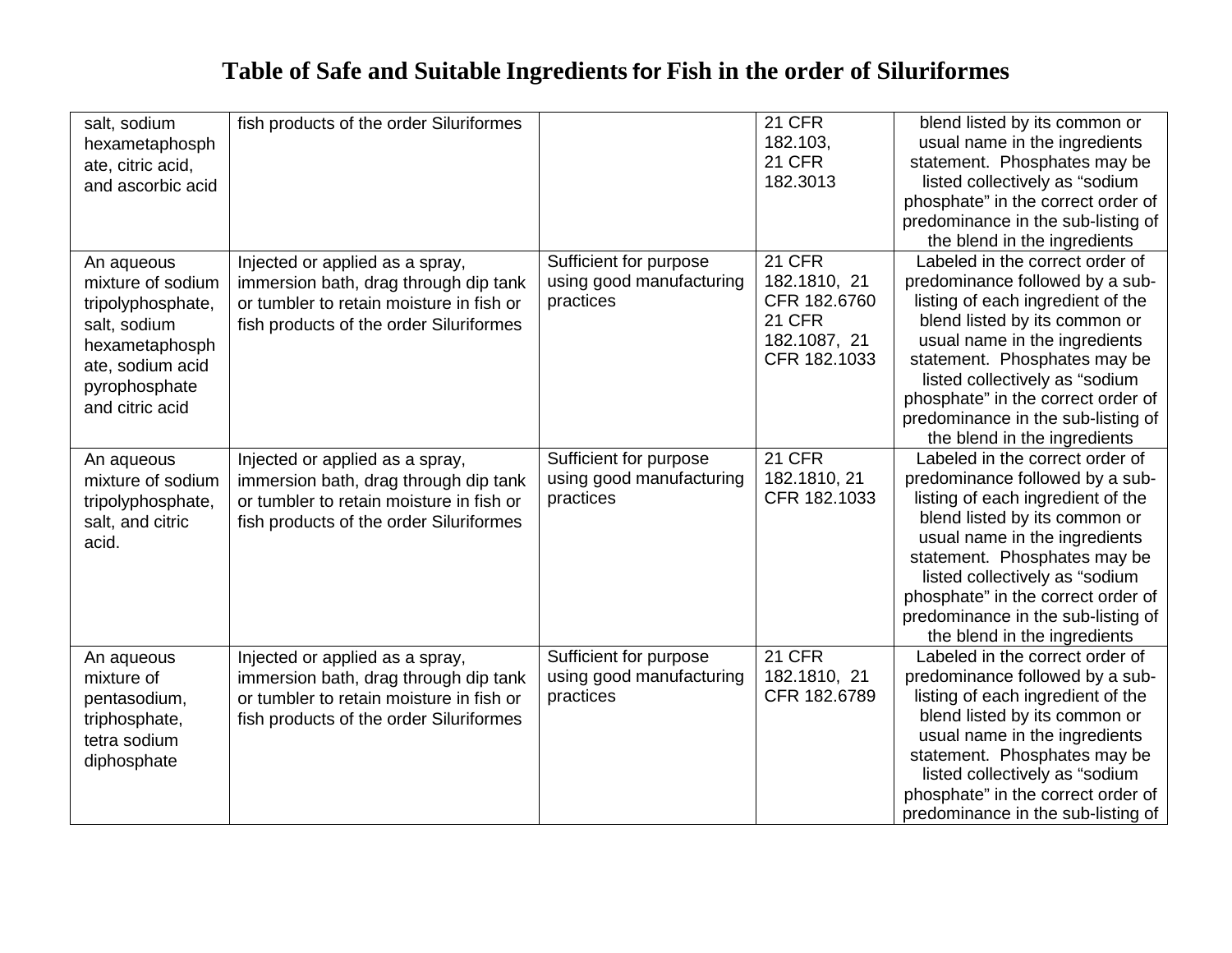# Table of Safe and Suitable Ingredients for Fish in the order of Siluriformes

| | | | | |
|---|---|---|---|---|
| salt, sodium hexametaphosphate, citric acid, and ascorbic acid | fish products of the order Siluriformes | | 21 CFR 182.103, 21 CFR 182.3013 | blend listed by its common or usual name in the ingredients statement. Phosphates may be listed collectively as "sodium phosphate" in the correct order of predominance in the sub-listing of the blend in the ingredients |
| An aqueous mixture of sodium tripolyphosphate, salt, sodium hexametaphosphate, sodium acid pyrophosphate and citric acid | Injected or applied as a spray, immersion bath, drag through dip tank or tumbler to retain moisture in fish or fish products of the order Siluriformes | Sufficient for purpose using good manufacturing practices | 21 CFR 182.1810, 21 CFR 182.6760 21 CFR 182.1087, 21 CFR 182.1033 | Labeled in the correct order of predominance followed by a sub-listing of each ingredient of the blend listed by its common or usual name in the ingredients statement. Phosphates may be listed collectively as "sodium phosphate" in the correct order of predominance in the sub-listing of the blend in the ingredients |
| An aqueous mixture of sodium tripolyphosphate, salt, and citric acid. | Injected or applied as a spray, immersion bath, drag through dip tank or tumbler to retain moisture in fish or fish products of the order Siluriformes | Sufficient for purpose using good manufacturing practices | 21 CFR 182.1810, 21 CFR 182.1033 | Labeled in the correct order of predominance followed by a sub-listing of each ingredient of the blend listed by its common or usual name in the ingredients statement. Phosphates may be listed collectively as "sodium phosphate" in the correct order of predominance in the sub-listing of the blend in the ingredients |
| An aqueous mixture of pentasodium, triphosphate, tetra sodium diphosphate | Injected or applied as a spray, immersion bath, drag through dip tank or tumbler to retain moisture in fish or fish products of the order Siluriformes | Sufficient for purpose using good manufacturing practices | 21 CFR 182.1810, 21 CFR 182.6789 | Labeled in the correct order of predominance followed by a sub-listing of each ingredient of the blend listed by its common or usual name in the ingredients statement. Phosphates may be listed collectively as "sodium phosphate" in the correct order of predominance in the sub-listing of |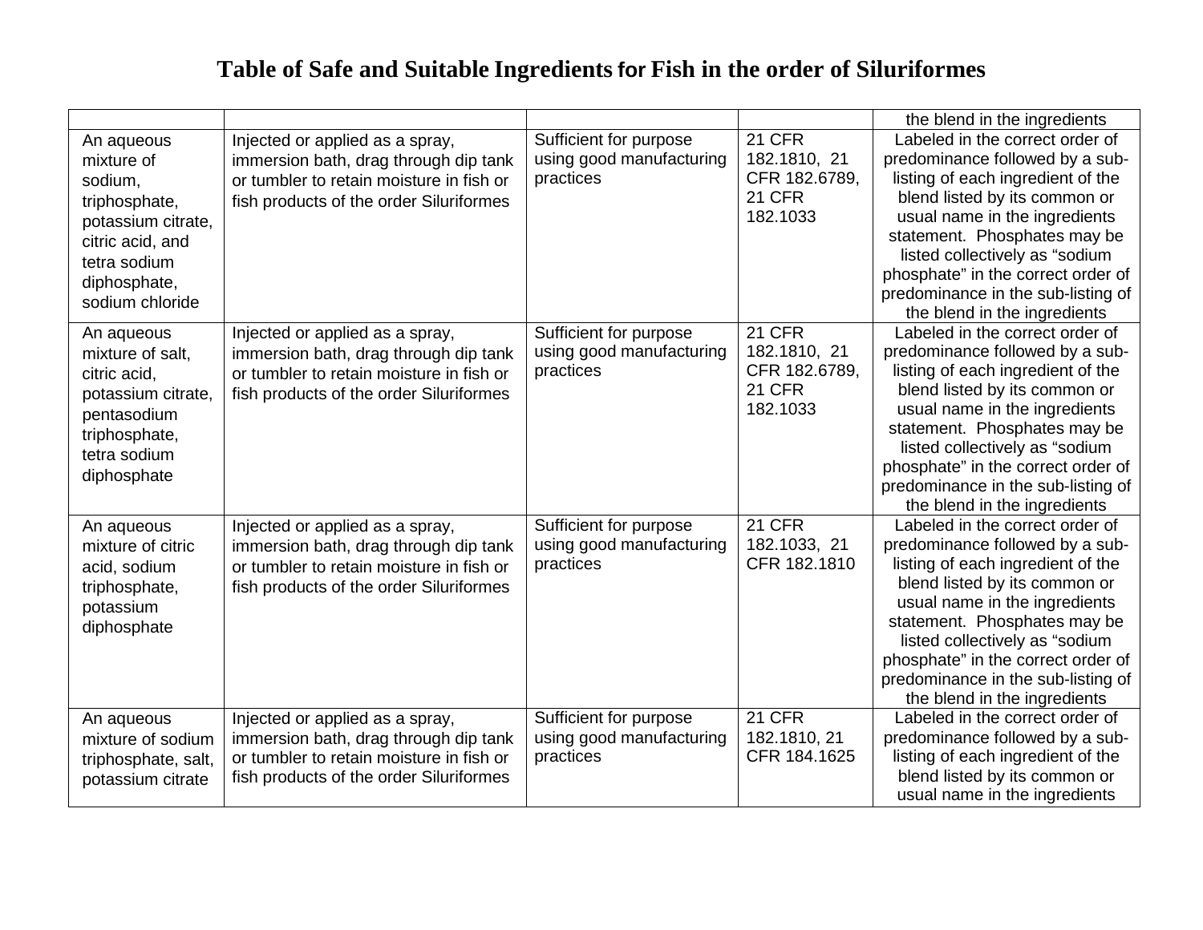# Table of Safe and Suitable Ingredients for Fish in the order of Siluriformes

| | | | | |
|---|---|---|---|---|
| | | | | the blend in the ingredients |
| An aqueous mixture of sodium, triphosphate, potassium citrate, citric acid, and tetra sodium diphosphate, sodium chloride | Injected or applied as a spray, immersion bath, drag through dip tank or tumbler to retain moisture in fish or fish products of the order Siluriformes | Sufficient for purpose using good manufacturing practices | 21 CFR 182.1810, 21 CFR 182.6789, 21 CFR 182.1033 | Labeled in the correct order of predominance followed by a sub-listing of each ingredient of the blend listed by its common or usual name in the ingredients statement. Phosphates may be listed collectively as "sodium phosphate" in the correct order of predominance in the sub-listing of the blend in the ingredients |
| An aqueous mixture of salt, citric acid, potassium citrate, pentasodium triphosphate, tetra sodium diphosphate | Injected or applied as a spray, immersion bath, drag through dip tank or tumbler to retain moisture in fish or fish products of the order Siluriformes | Sufficient for purpose using good manufacturing practices | 21 CFR 182.1810, 21 CFR 182.6789, 21 CFR 182.1033 | Labeled in the correct order of predominance followed by a sub-listing of each ingredient of the blend listed by its common or usual name in the ingredients statement. Phosphates may be listed collectively as "sodium phosphate" in the correct order of predominance in the sub-listing of the blend in the ingredients |
| An aqueous mixture of citric acid, sodium triphosphate, potassium diphosphate | Injected or applied as a spray, immersion bath, drag through dip tank or tumbler to retain moisture in fish or fish products of the order Siluriformes | Sufficient for purpose using good manufacturing practices | 21 CFR 182.1033, 21 CFR 182.1810 | Labeled in the correct order of predominance followed by a sub-listing of each ingredient of the blend listed by its common or usual name in the ingredients statement. Phosphates may be listed collectively as "sodium phosphate" in the correct order of predominance in the sub-listing of the blend in the ingredients |
| An aqueous mixture of sodium triphosphate, salt, potassium citrate | Injected or applied as a spray, immersion bath, drag through dip tank or tumbler to retain moisture in fish or fish products of the order Siluriformes | Sufficient for purpose using good manufacturing practices | 21 CFR 182.1810, 21 CFR 184.1625 | Labeled in the correct order of predominance followed by a sub-listing of each ingredient of the blend listed by its common or usual name in the ingredients |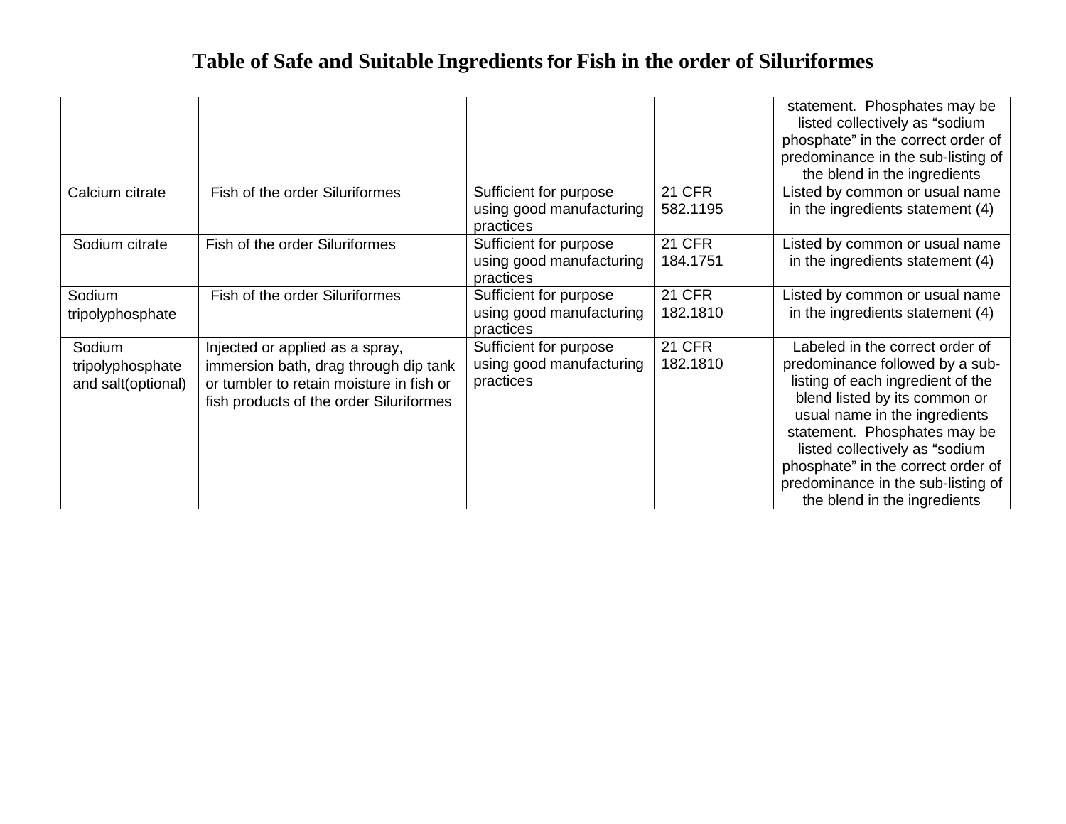# Table of Safe and Suitable Ingredients for Fish in the order of Siluriformes

| | | | | |
|---|---|---|---|---|
| | | | | statement. Phosphates may be listed collectively as "sodium phosphate" in the correct order of predominance in the sub-listing of the blend in the ingredients |
| Calcium citrate | Fish of the order Siluriformes | Sufficient for purpose using good manufacturing practices | 21 CFR 582.1195 | Listed by common or usual name in the ingredients statement (4) |
| Sodium citrate | Fish of the order Siluriformes | Sufficient for purpose using good manufacturing practices | 21 CFR 184.1751 | Listed by common or usual name in the ingredients statement (4) |
| Sodium tripolyphosphate | Fish of the order Siluriformes | Sufficient for purpose using good manufacturing practices | 21 CFR 182.1810 | Listed by common or usual name in the ingredients statement (4) |
| Sodium tripolyphosphate and salt(optional) | Injected or applied as a spray, immersion bath, drag through dip tank or tumbler to retain moisture in fish or fish products of the order Siluriformes | Sufficient for purpose using good manufacturing practices | 21 CFR 182.1810 | Labeled in the correct order of predominance followed by a sub-listing of each ingredient of the blend listed by its common or usual name in the ingredients statement. Phosphates may be listed collectively as "sodium phosphate" in the correct order of predominance in the sub-listing of the blend in the ingredients |